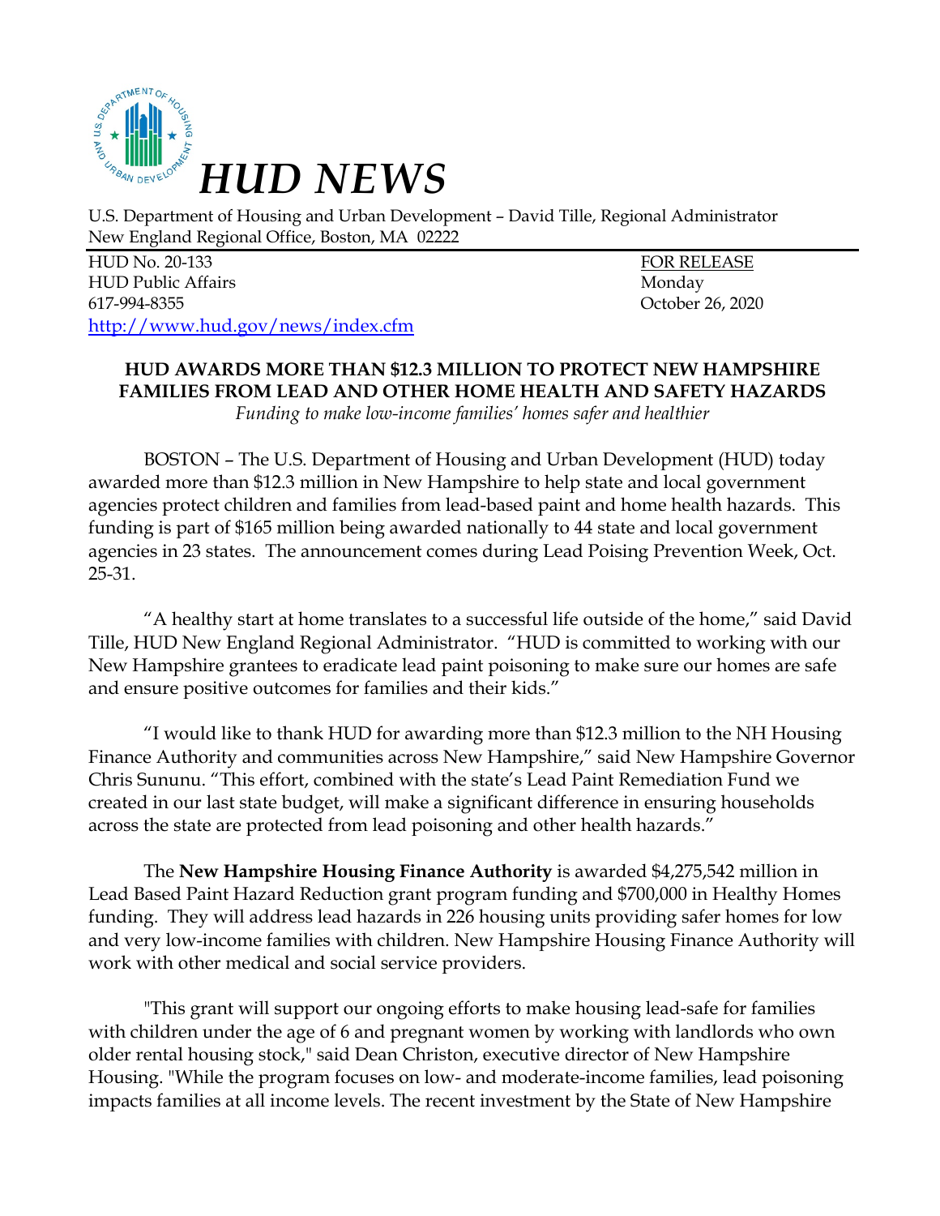# HUD NEWS

U.S. Department of Housing and Urban Development – David Tille, Regional Administrator
New England Regional Office, Boston, MA 02222

HUD No. 20-133
HUD Public Affairs
617-994-8355
http://www.hud.gov/news/index.cfm

FOR RELEASE
Monday
October 26, 2020

## HUD AWARDS MORE THAN $12.3 MILLION TO PROTECT NEW HAMPSHIRE FAMILIES FROM LEAD AND OTHER HOME HEALTH AND SAFETY HAZARDS

*Funding to make low-income families' homes safer and healthier*

BOSTON – The U.S. Department of Housing and Urban Development (HUD) today awarded more than $12.3 million in New Hampshire to help state and local government agencies protect children and families from lead-based paint and home health hazards. This funding is part of $165 million being awarded nationally to 44 state and local government agencies in 23 states. The announcement comes during Lead Poising Prevention Week, Oct. 25-31.

"A healthy start at home translates to a successful life outside of the home," said David Tille, HUD New England Regional Administrator. "HUD is committed to working with our New Hampshire grantees to eradicate lead paint poisoning to make sure our homes are safe and ensure positive outcomes for families and their kids."

"I would like to thank HUD for awarding more than $12.3 million to the NH Housing Finance Authority and communities across New Hampshire," said New Hampshire Governor Chris Sununu. "This effort, combined with the state's Lead Paint Remediation Fund we created in our last state budget, will make a significant difference in ensuring households across the state are protected from lead poisoning and other health hazards."

The **New Hampshire Housing Finance Authority** is awarded $4,275,542 million in Lead Based Paint Hazard Reduction grant program funding and $700,000 in Healthy Homes funding. They will address lead hazards in 226 housing units providing safer homes for low and very low-income families with children. New Hampshire Housing Finance Authority will work with other medical and social service providers.

"This grant will support our ongoing efforts to make housing lead-safe for families with children under the age of 6 and pregnant women by working with landlords who own older rental housing stock," said Dean Christon, executive director of New Hampshire Housing. "While the program focuses on low- and moderate-income families, lead poisoning impacts families at all income levels. The recent investment by the State of New Hampshire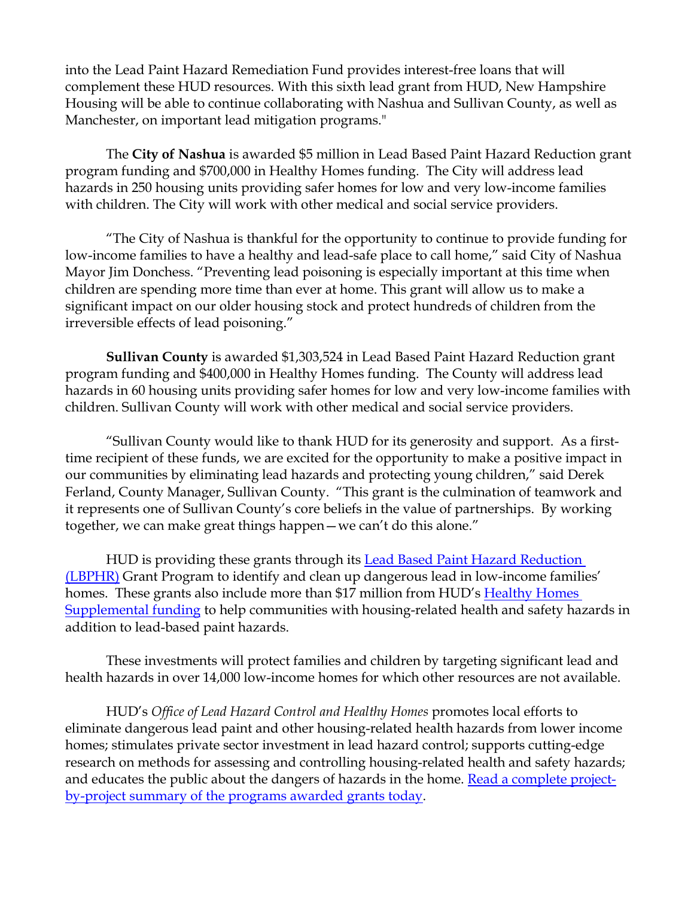into the Lead Paint Hazard Remediation Fund provides interest-free loans that will complement these HUD resources. With this sixth lead grant from HUD, New Hampshire Housing will be able to continue collaborating with Nashua and Sullivan County, as well as Manchester, on important lead mitigation programs."

The **City of Nashua** is awarded $5 million in Lead Based Paint Hazard Reduction grant program funding and $700,000 in Healthy Homes funding. The City will address lead hazards in 250 housing units providing safer homes for low and very low-income families with children. The City will work with other medical and social service providers.

"The City of Nashua is thankful for the opportunity to continue to provide funding for low-income families to have a healthy and lead-safe place to call home," said City of Nashua Mayor Jim Donchess. "Preventing lead poisoning is especially important at this time when children are spending more time than ever at home. This grant will allow us to make a significant impact on our older housing stock and protect hundreds of children from the irreversible effects of lead poisoning."

**Sullivan County** is awarded $1,303,524 in Lead Based Paint Hazard Reduction grant program funding and $400,000 in Healthy Homes funding. The County will address lead hazards in 60 housing units providing safer homes for low and very low-income families with children. Sullivan County will work with other medical and social service providers.

"Sullivan County would like to thank HUD for its generosity and support. As a first-time recipient of these funds, we are excited for the opportunity to make a positive impact in our communities by eliminating lead hazards and protecting young children," said Derek Ferland, County Manager, Sullivan County. "This grant is the culmination of teamwork and it represents one of Sullivan County's core beliefs in the value of partnerships. By working together, we can make great things happen—we can't do this alone."

HUD is providing these grants through its Lead Based Paint Hazard Reduction (LBPHR) Grant Program to identify and clean up dangerous lead in low-income families' homes. These grants also include more than $17 million from HUD's Healthy Homes Supplemental funding to help communities with housing-related health and safety hazards in addition to lead-based paint hazards.

These investments will protect families and children by targeting significant lead and health hazards in over 14,000 low-income homes for which other resources are not available.

HUD's *Office of Lead Hazard Control and Healthy Homes* promotes local efforts to eliminate dangerous lead paint and other housing-related health hazards from lower income homes; stimulates private sector investment in lead hazard control; supports cutting-edge research on methods for assessing and controlling housing-related health and safety hazards; and educates the public about the dangers of hazards in the home. Read a complete project-by-project summary of the programs awarded grants today.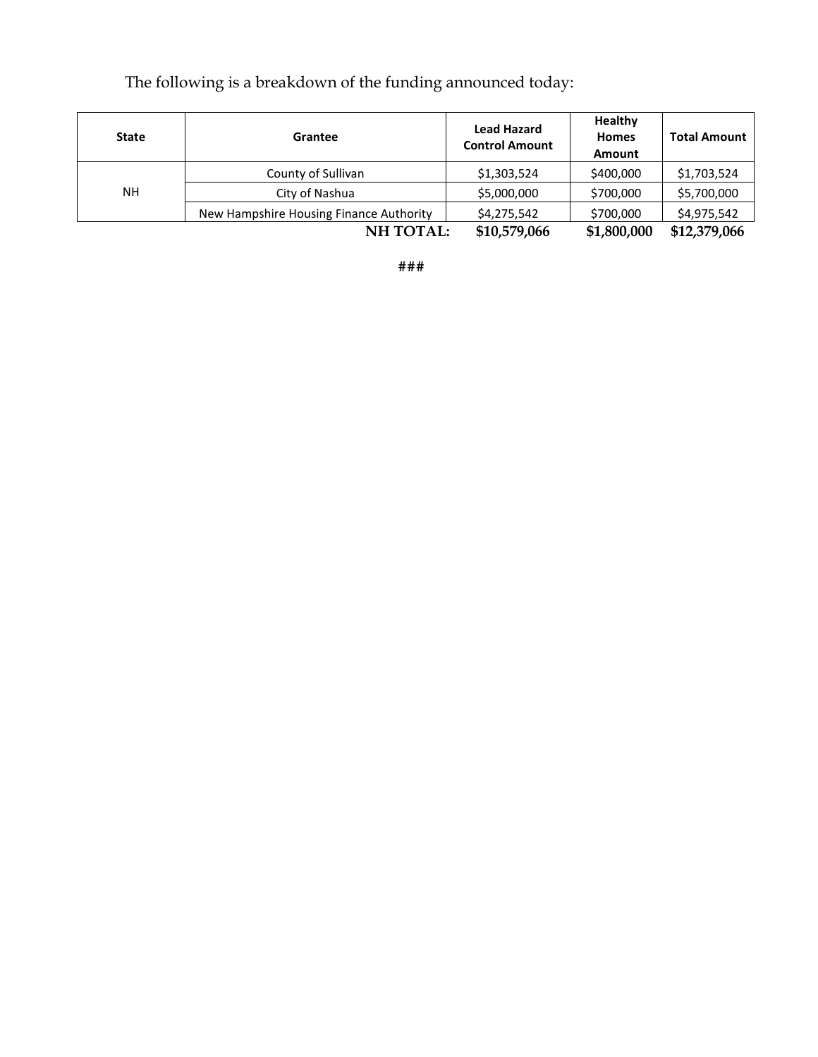The following is a breakdown of the funding announced today:

| State | Grantee | Lead Hazard Control Amount | Healthy Homes Amount | Total Amount |
|---|---|---|---|---|
| NH | County of Sullivan | $1,303,524 | $400,000 | $1,703,524 |
| | City of Nashua | $5,000,000 | $700,000 | $5,700,000 |
| | New Hampshire Housing Finance Authority | $4,275,542 | $700,000 | $4,975,542 |
| | **NH TOTAL:** | **$10,579,066** | **$1,800,000** | **$12,379,066** |

###